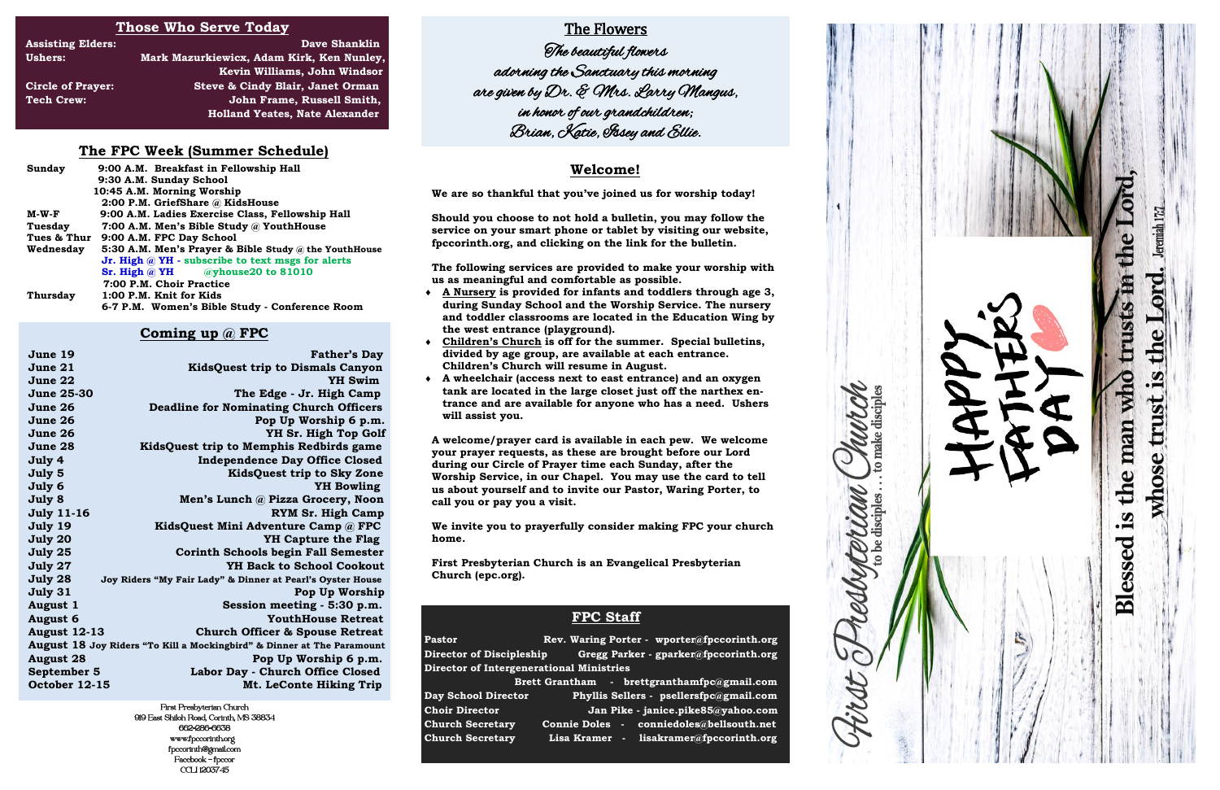## Those Who Serve Today

| | |
|---|---|
| **Assisting Elders:** | Dave Shanklin |
| **Ushers:** | Mark Mazurkiewicx, Adam Kirk, Ken Nunley, Kevin Williams, John Windsor |
| **Circle of Prayer:** | Steve & Cindy Blair, Janet Orman |
| **Tech Crew:** | John Frame, Russell Smith, Holland Yeates, Nate Alexander |

## The FPC Week (Summer Schedule)

| | |
|---|---|
| **Sunday** | 9:00 A.M. Breakfast in Fellowship Hall<br>9:30 A.M. Sunday School<br>10:45 A.M. Morning Worship<br>2:00 P.M. GriefShare @ KidsHouse |
| **M-W-F** | 9:00 A.M. Ladies Exercise Class, Fellowship Hall |
| **Tuesday** | 7:00 A.M. Men's Bible Study @ YouthHouse |
| **Tues & Thur** | 9:00 A.M. FPC Day School |
| **Wednesday** | 5:30 A.M. Men's Prayer & Bible Study @ the YouthHouse<br>Jr. High @ YH - subscribe to text msgs for alerts<br>Sr. High @ YH @yhouse20 to 81010<br>7:00 P.M. Choir Practice |
| **Thursday** | 1:00 P.M. Knit for Kids<br>6-7 P.M. Women's Bible Study - Conference Room |

## Coming up @ FPC

| | |
|---|---|
| June 19 | Father's Day |
| June 21 | KidsQuest trip to Dismals Canyon |
| June 22 | YH Swim |
| June 25-30 | The Edge - Jr. High Camp |
| June 26 | Deadline for Nominating Church Officers |
| June 26 | Pop Up Worship 6 p.m. |
| June 26 | YH Sr. High Top Golf |
| June 28 | KidsQuest trip to Memphis Redbirds game |
| July 4 | Independence Day Office Closed |
| July 5 | KidsQuest trip to Sky Zone |
| July 6 | YH Bowling |
| July 8 | Men's Lunch @ Pizza Grocery, Noon |
| July 11-16 | RYM Sr. High Camp |
| July 19 | KidsQuest Mini Adventure Camp @ FPC |
| July 20 | YH Capture the Flag |
| July 25 | Corinth Schools begin Fall Semester |
| July 27 | YH Back to School Cookout |
| July 28 | Joy Riders "My Fair Lady" & Dinner at Pearl's Oyster House |
| July 31 | Pop Up Worship |
| August 1 | Session meeting - 5:30 p.m. |
| August 6 | YouthHouse Retreat |
| August 12-13 | Church Officer & Spouse Retreat |
| August 18 | Joy Riders "To Kill a Mockingbird" & Dinner at The Paramount |
| August 28 | Pop Up Worship 6 p.m. |
| September 5 | Labor Day - Church Office Closed |
| October 12-15 | Mt. LeConte Hiking Trip |

First Presbyterian Church
919 East Shiloh Road, Corinth, MS 38834
662-286-6638
www.fpccorinth.org
fpccorinth@gmail.com
Facebook - fpccor
CCLI 1203745

## The Flowers

*The beautiful flowers adorning the Sanctuary this morning are given by Dr. & Mrs. Larry Mangus, in honor of our grandchildren; Brian, Katie, Issey and Ellie.*

## Welcome!

**We are so thankful that you've joined us for worship today!**

**Should you choose to not hold a bulletin, you may follow the service on your smart phone or tablet by visiting our website, fpccorinth.org, and clicking on the link for the bulletin.**

**The following services are provided to make your worship with us as meaningful and comfortable as possible.**

- **A Nursery is provided for infants and toddlers through age 3, during Sunday School and the Worship Service. The nursery and toddler classrooms are located in the Education Wing by the west entrance (playground).**
- **Children's Church is off for the summer. Special bulletins, divided by age group, are available at each entrance. Children's Church will resume in August.**
- **A wheelchair (access next to east entrance) and an oxygen tank are located in the large closet just off the narthex entrance and are available for anyone who has a need. Ushers will assist you.**

**A welcome/prayer card is available in each pew. We welcome your prayer requests, as these are brought before our Lord during our Circle of Prayer time each Sunday, after the Worship Service, in our Chapel. You may use the card to tell us about yourself and to invite our Pastor, Waring Porter, to call you or pay you a visit.**

**We invite you to prayerfully consider making FPC your church home.**

**First Presbyterian Church is an Evangelical Presbyterian Church (epc.org).**

## FPC Staff

| | |
|---|---|
| **Pastor** | Rev. Waring Porter - wporter@fpccorinth.org |
| **Director of Discipleship** | Gregg Parker - gparker@fpccorinth.org |
| **Director of Intergenerational Ministries** | Brett Grantham - brettgranthamfpc@gmail.com |
| **Day School Director** | Phyllis Sellers - psellersfpc@gmail.com |
| **Choir Director** | Jan Pike - janice.pike85@yahoo.com |
| **Church Secretary** | Connie Doles - conniedoles@bellsouth.net |
| **Church Secretary** | Lisa Kramer - lisakramer@fpccorinth.org |

# First Presbyterian Church

to be disciples . . . to make disciples

HAPPY FATHER'S DAY

**Blessed is the man who trusts in the Lord, whose trust is the Lord.** Jeremiah 17:7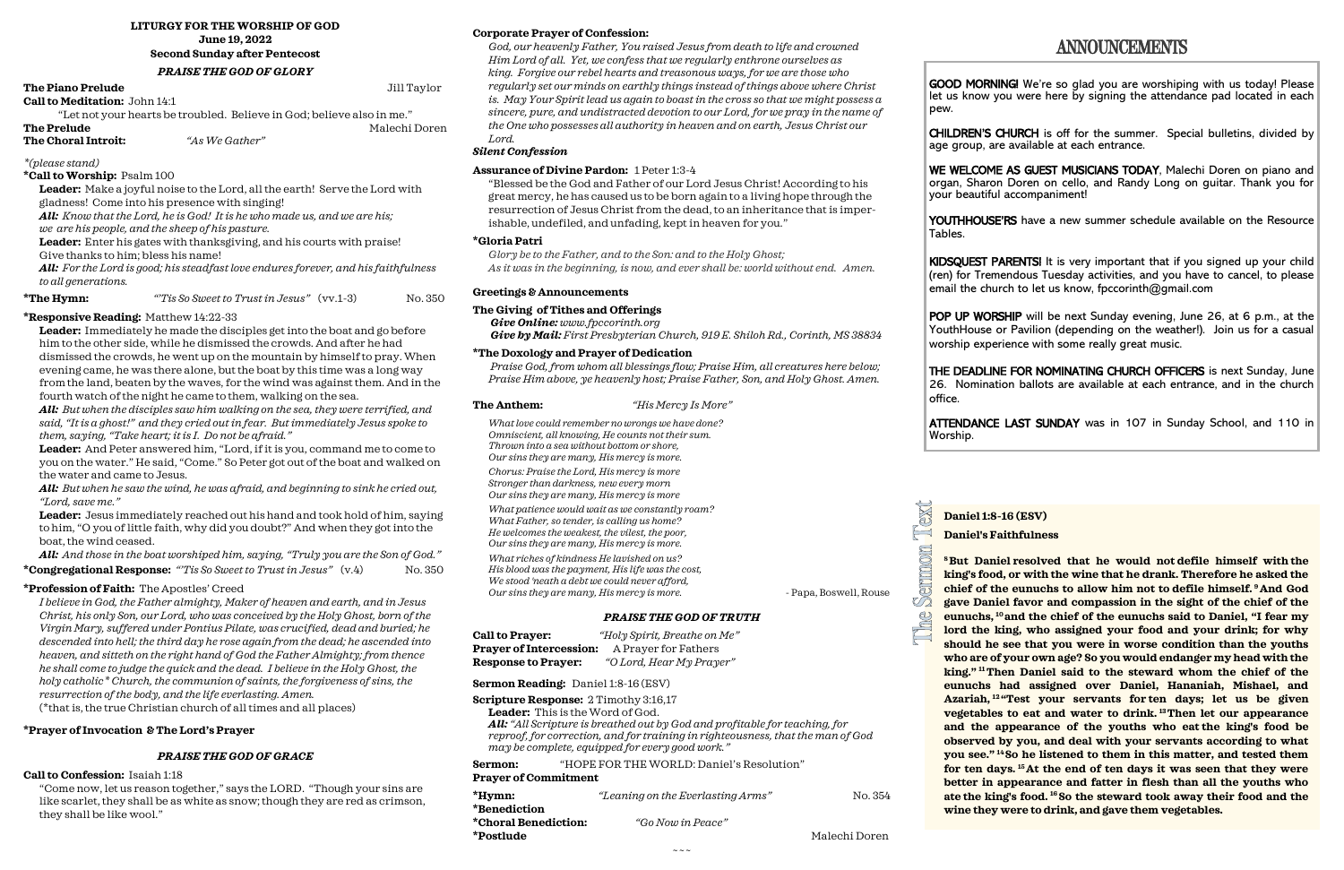# LITURGY FOR THE WORSHIP OF GOD

**June 19, 2022**

**Second Sunday after Pentecost**

## *PRAISE THE GOD OF GLORY*

**The Piano Prelude** Jill Taylor

**Call to Meditation:** John 14:1

"Let not your hearts be troubled. Believe in God; believe also in me."

**The Prelude** Malechi Doren

**The Choral Introit:** *"As We Gather"*

*\*(please stand)*

**\*Call to Worship:** Psalm 100

**Leader:** Make a joyful noise to the Lord, all the earth! Serve the Lord with gladness! Come into his presence with singing!

***All:** Know that the Lord, he is God! It is he who made us, and we are his; we are his people, and the sheep of his pasture.*

**Leader:** Enter his gates with thanksgiving, and his courts with praise! Give thanks to him; bless his name!

***All:** For the Lord is good; his steadfast love endures forever, and his faithfulness to all generations.*

**\*The Hymn:** *"'Tis So Sweet to Trust in Jesus"* (vv.1-3) No. 350

**\*Responsive Reading:** Matthew 14:22-33

**Leader:** Immediately he made the disciples get into the boat and go before him to the other side, while he dismissed the crowds. And after he had dismissed the crowds, he went up on the mountain by himself to pray. When evening came, he was there alone, but the boat by this time was a long way from the land, beaten by the waves, for the wind was against them. And in the fourth watch of the night he came to them, walking on the sea.

***All:** But when the disciples saw him walking on the sea, they were terrified, and said, "It is a ghost!" and they cried out in fear. But immediately Jesus spoke to them, saying, "Take heart; it is I. Do not be afraid."*

**Leader:** And Peter answered him, "Lord, if it is you, command me to come to you on the water." He said, "Come." So Peter got out of the boat and walked on the water and came to Jesus.

***All:** But when he saw the wind, he was afraid, and beginning to sink he cried out, "Lord, save me."*

**Leader:** Jesus immediately reached out his hand and took hold of him, saying to him, "O you of little faith, why did you doubt?" And when they got into the boat, the wind ceased.

***All:** And those in the boat worshiped him, saying, "Truly you are the Son of God."*

**\*Congregational Response:** *"'Tis So Sweet to Trust in Jesus"* (v.4) No. 350

**\*Profession of Faith:** The Apostles' Creed

*I believe in God, the Father almighty, Maker of heaven and earth, and in Jesus Christ, his only Son, our Lord, who was conceived by the Holy Ghost, born of the Virgin Mary, suffered under Pontius Pilate, was crucified, dead and buried; he descended into hell; the third day he rose again from the dead; he ascended into heaven, and sitteth on the right hand of God the Father Almighty; from thence he shall come to judge the quick and the dead. I believe in the Holy Ghost, the holy catholic\* Church, the communion of saints, the forgiveness of sins, the resurrection of the body, and the life everlasting. Amen.*

(\*that is, the true Christian church of all times and all places)

**\*Prayer of Invocation & The Lord's Prayer**

## *PRAISE THE GOD OF GRACE*

**Call to Confession:** Isaiah 1:18

"Come now, let us reason together," says the LORD. "Though your sins are like scarlet, they shall be as white as snow; though they are red as crimson, they shall be like wool."

**Corporate Prayer of Confession:**

*God, our heavenly Father, You raised Jesus from death to life and crowned Him Lord of all. Yet, we confess that we regularly enthrone ourselves as king. Forgive our rebel hearts and treasonous ways, for we are those who regularly set our minds on earthly things instead of things above where Christ is. May Your Spirit lead us again to boast in the cross so that we might possess a sincere, pure, and undistracted devotion to our Lord, for we pray in the name of the One who possesses all authority in heaven and on earth, Jesus Christ our Lord.*

***Silent Confession***

**Assurance of Divine Pardon:** 1 Peter 1:3-4

"Blessed be the God and Father of our Lord Jesus Christ! According to his great mercy, he has caused us to be born again to a living hope through the resurrection of Jesus Christ from the dead, to an inheritance that is imperishable, undefiled, and unfading, kept in heaven for you."

**\*Gloria Patri**

*Glory be to the Father, and to the Son: and to the Holy Ghost;*
*As it was in the beginning, is now, and ever shall be: world without end. Amen.*

**Greetings & Announcements**

**The Giving of Tithes and Offerings**

***Give Online:** www.fpccorinth.org*

***Give by Mail:** First Presbyterian Church, 919 E. Shiloh Rd., Corinth, MS 38834*

**\*The Doxology and Prayer of Dedication**

*Praise God, from whom all blessings flow; Praise Him, all creatures here below; Praise Him above, ye heavenly host; Praise Father, Son, and Holy Ghost. Amen.*

**The Anthem:** *"His Mercy Is More"*

*What love could remember no wrongs we have done?*
*Omniscient, all knowing, He counts not their sum.*
*Thrown into a sea without bottom or shore,*
*Our sins they are many, His mercy is more.*

*Chorus: Praise the Lord, His mercy is more*
*Stronger than darkness, new every morn*
*Our sins they are many, His mercy is more*

*What patience would wait as we constantly roam?*
*What Father, so tender, is calling us home?*
*He welcomes the weakest, the vilest, the poor,*
*Our sins they are many, His mercy is more.*

*What riches of kindness He lavished on us?*
*His blood was the payment, His life was the cost,*
*We stood 'neath a debt we could never afford,*
*Our sins they are many, His mercy is more.*

\- Papa, Boswell, Rouse

## *PRAISE THE GOD OF TRUTH*

**Call to Prayer:** *"Holy Spirit, Breathe on Me"*

**Prayer of Intercession:** A Prayer for Fathers

**Response to Prayer:** *"O Lord, Hear My Prayer"*

**Sermon Reading:** Daniel 1:8-16 (ESV)

**Scripture Response:** 2 Timothy 3:16,17

**Leader:** This is the Word of God.

***All:** "All Scripture is breathed out by God and profitable for teaching, for reproof, for correction, and for training in righteousness, that the man of God may be complete, equipped for every good work."*

**Sermon:** "HOPE FOR THE WORLD: Daniel's Resolution"

**Prayer of Commitment**

**\*Hymn:** *"Leaning on the Everlasting Arms"* No. 354

**\*Benediction**

**\*Choral Benediction:** *"Go Now in Peace"*

**\*Postlude** Malechi Doren

# ANNOUNCEMENTS

**GOOD MORNING!** We're so glad you are worshiping with us today! Please let us know you were here by signing the attendance pad located in each pew.

**CHILDREN'S CHURCH** is off for the summer. Special bulletins, divided by age group, are available at each entrance.

**WE WELCOME AS GUEST MUSICIANS TODAY**, Malechi Doren on piano and organ, Sharon Doren on cello, and Randy Long on guitar. Thank you for your beautiful accompaniment!

**YOUTHHOUSE'RS** have a new summer schedule available on the Resource Tables.

**KIDSQUEST PARENTS!** It is very important that if you signed up your child (ren) for Tremendous Tuesday activities, and you have to cancel, to please email the church to let us know, fpccorinth@gmail.com

**POP UP WORSHIP** will be next Sunday evening, June 26, at 6 p.m., at the YouthHouse or Pavilion (depending on the weather!). Join us for a casual worship experience with some really great music.

**THE DEADLINE FOR NOMINATING CHURCH OFFICERS** is next Sunday, June 26. Nomination ballots are available at each entrance, and in the church office.

**ATTENDANCE LAST SUNDAY** was in 107 in Sunday School, and 110 in Worship.

## The Sermon Text

**Daniel 1:8-16 (ESV)**

**Daniel's Faithfulness**

**[8] But Daniel resolved that he would not defile himself with the king's food, or with the wine that he drank. Therefore he asked the chief of the eunuchs to allow him not to defile himself. [9] And God gave Daniel favor and compassion in the sight of the chief of the eunuchs, [10] and the chief of the eunuchs said to Daniel, "I fear my lord the king, who assigned your food and your drink; for why should he see that you were in worse condition than the youths who are of your own age? So you would endanger my head with the king." [11] Then Daniel said to the steward whom the chief of the eunuchs had assigned over Daniel, Hananiah, Mishael, and Azariah, [12] "Test your servants for ten days; let us be given vegetables to eat and water to drink. [13] Then let our appearance and the appearance of the youths who eat the king's food be observed by you, and deal with your servants according to what you see." [14] So he listened to them in this matter, and tested them for ten days. [15] At the end of ten days it was seen that they were better in appearance and fatter in flesh than all the youths who ate the king's food. [16] So the steward took away their food and the wine they were to drink, and gave them vegetables.**